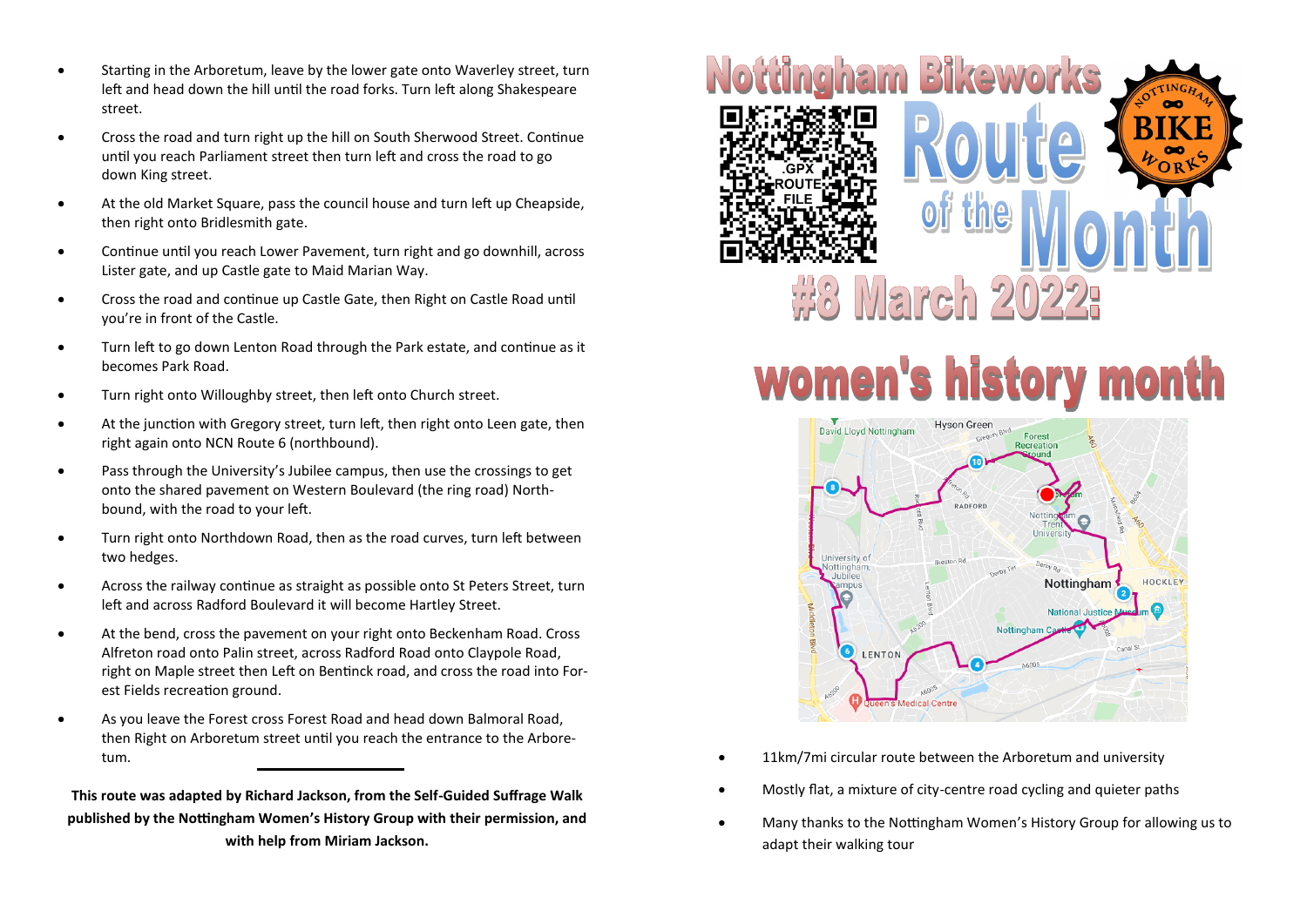- Starting in the Arboretum, leave by the lower gate onto Waverley street, turn left and head down the hill until the road forks. Turn left along Shakespeare street.
- Cross the road and turn right up the hill on South Sherwood Street. Continue until you reach Parliament street then turn left and cross the road to go down King street.
- At the old Market Square, pass the council house and turn left up Cheapside, then right onto Bridlesmith gate.
- Continue until you reach Lower Pavement, turn right and go downhill, across Lister gate, and up Castle gate to Maid Marian Way.
- Cross the road and continue up Castle Gate, then Right on Castle Road until you're in front of the Castle.
- Turn left to go down Lenton Road through the Park estate, and continue as it becomes Park Road.
- Turn right onto Willoughby street, then left onto Church street.
- At the junction with Gregory street, turn left, then right onto Leen gate, then right again onto NCN Route 6 (northbound).
- Pass through the University's Jubilee campus, then use the crossings to get onto the shared pavement on Western Boulevard (the ring road) North-bound, with the road to your left.
- Turn right onto Northdown Road, then as the road curves, turn left between two hedges.
- Across the railway continue as straight as possible onto St Peters Street, turn left and across Radford Boulevard it will become Hartley Street.
- At the bend, cross the pavement on your right onto Beckenham Road. Cross Alfreton road onto Palin street, across Radford Road onto Claypole Road, right on Maple street then Left on Bentinck road, and cross the road into Forest Fields recreation ground.
- As you leave the Forest cross Forest Road and head down Balmoral Road, then Right on Arboretum street until you reach the entrance to the Arboretum.

---

**This route was adapted by Richard Jackson, from the Self-Guided Suffrage Walk published by the Nottingham Women's History Group with their permission, and with help from Miriam Jackson.**

# Nottingham Bikeworks Route of the Month

.GPX ROUTE FILE

NOTTINGHAM BIKE WORKS

## #8 March 2022:

## women's history month

- 11km/7mi circular route between the Arboretum and university
- Mostly flat, a mixture of city-centre road cycling and quieter paths
- Many thanks to the Nottingham Women's History Group for allowing us to adapt their walking tour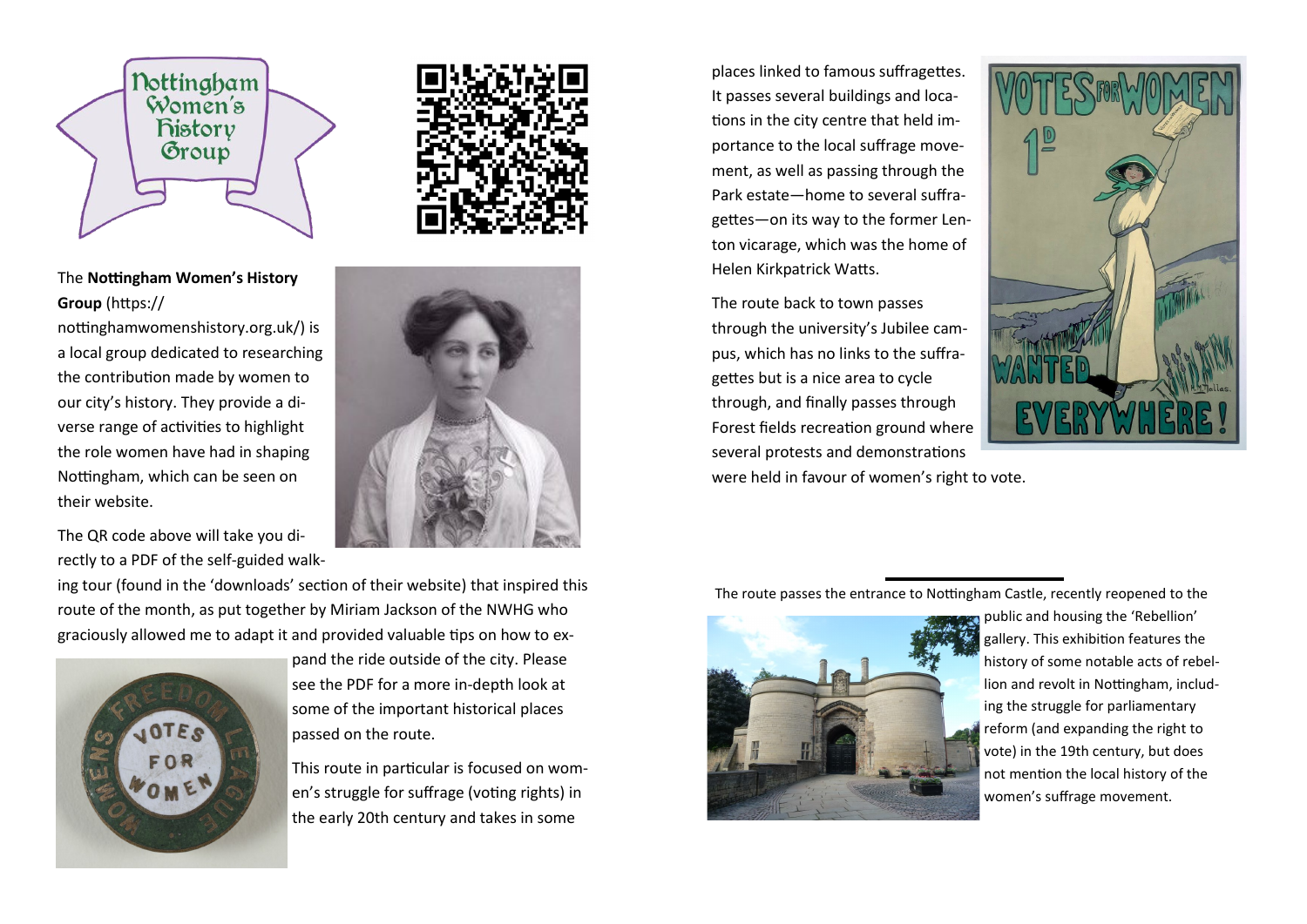The **Nottingham Women's History Group** (https://nottinghamwomenshistory.org.uk/) is a local group dedicated to researching the contribution made by women to our city's history. They provide a diverse range of activities to highlight the role women have had in shaping Nottingham, which can be seen on their website.

The QR code above will take you directly to a PDF of the self-guided walking tour (found in the 'downloads' section of their website) that inspired this route of the month, as put together by Miriam Jackson of the NWHG who graciously allowed me to adapt it and provided valuable tips on how to expand the ride outside of the city. Please see the PDF for a more in-depth look at some of the important historical places passed on the route.

This route in particular is focused on women's struggle for suffrage (voting rights) in the early 20th century and takes in some places linked to famous suffragettes. It passes several buildings and locations in the city centre that held importance to the local suffrage movement, as well as passing through the Park estate—home to several suffragettes—on its way to the former Lenton vicarage, which was the home of Helen Kirkpatrick Watts.

The route back to town passes through the university's Jubilee campus, which has no links to the suffragettes but is a nice area to cycle through, and finally passes through Forest fields recreation ground where several protests and demonstrations were held in favour of women's right to vote.

The route passes the entrance to Nottingham Castle, recently reopened to the public and housing the 'Rebellion' gallery. This exhibition features the history of some notable acts of rebellion and revolt in Nottingham, including the struggle for parliamentary reform (and expanding the right to vote) in the 19th century, but does not mention the local history of the women's suffrage movement.